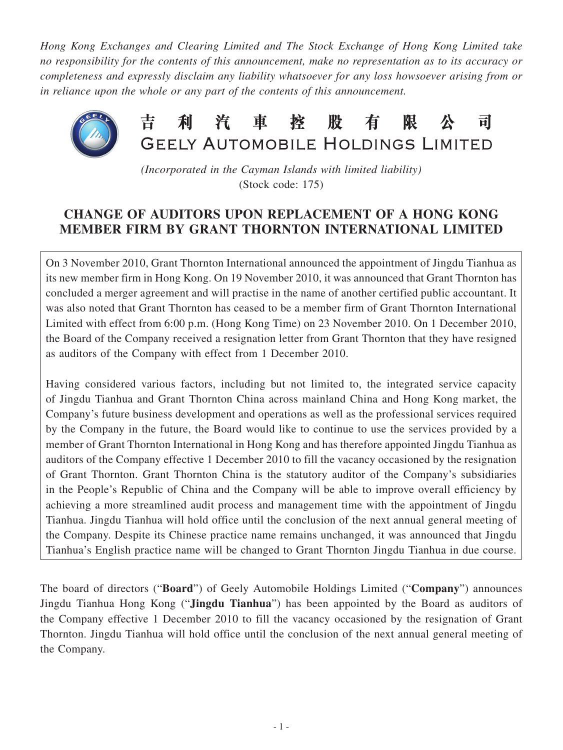*Hong Kong Exchanges and Clearing Limited and The Stock Exchange of Hong Kong Limited take no responsibility for the contents of this announcement, make no representation as to its accuracy or completeness and expressly disclaim any liability whatsoever for any loss howsoever arising from or in reliance upon the whole or any part of the contents of this announcement.*

# 吉利汽車控股有限公司
# GEELY AUTOMOBILE HOLDINGS LIMITED

*(Incorporated in the Cayman Islands with limited liability)*
(Stock code: 175)

## CHANGE OF AUDITORS UPON REPLACEMENT OF A HONG KONG MEMBER FIRM BY GRANT THORNTON INTERNATIONAL LIMITED

On 3 November 2010, Grant Thornton International announced the appointment of Jingdu Tianhua as its new member firm in Hong Kong. On 19 November 2010, it was announced that Grant Thornton has concluded a merger agreement and will practise in the name of another certified public accountant. It was also noted that Grant Thornton has ceased to be a member firm of Grant Thornton International Limited with effect from 6:00 p.m. (Hong Kong Time) on 23 November 2010. On 1 December 2010, the Board of the Company received a resignation letter from Grant Thornton that they have resigned as auditors of the Company with effect from 1 December 2010.

Having considered various factors, including but not limited to, the integrated service capacity of Jingdu Tianhua and Grant Thornton China across mainland China and Hong Kong market, the Company's future business development and operations as well as the professional services required by the Company in the future, the Board would like to continue to use the services provided by a member of Grant Thornton International in Hong Kong and has therefore appointed Jingdu Tianhua as auditors of the Company effective 1 December 2010 to fill the vacancy occasioned by the resignation of Grant Thornton. Grant Thornton China is the statutory auditor of the Company's subsidiaries in the People's Republic of China and the Company will be able to improve overall efficiency by achieving a more streamlined audit process and management time with the appointment of Jingdu Tianhua. Jingdu Tianhua will hold office until the conclusion of the next annual general meeting of the Company. Despite its Chinese practice name remains unchanged, it was announced that Jingdu Tianhua's English practice name will be changed to Grant Thornton Jingdu Tianhua in due course.

The board of directors ("**Board**") of Geely Automobile Holdings Limited ("**Company**") announces Jingdu Tianhua Hong Kong ("**Jingdu Tianhua**") has been appointed by the Board as auditors of the Company effective 1 December 2010 to fill the vacancy occasioned by the resignation of Grant Thornton. Jingdu Tianhua will hold office until the conclusion of the next annual general meeting of the Company.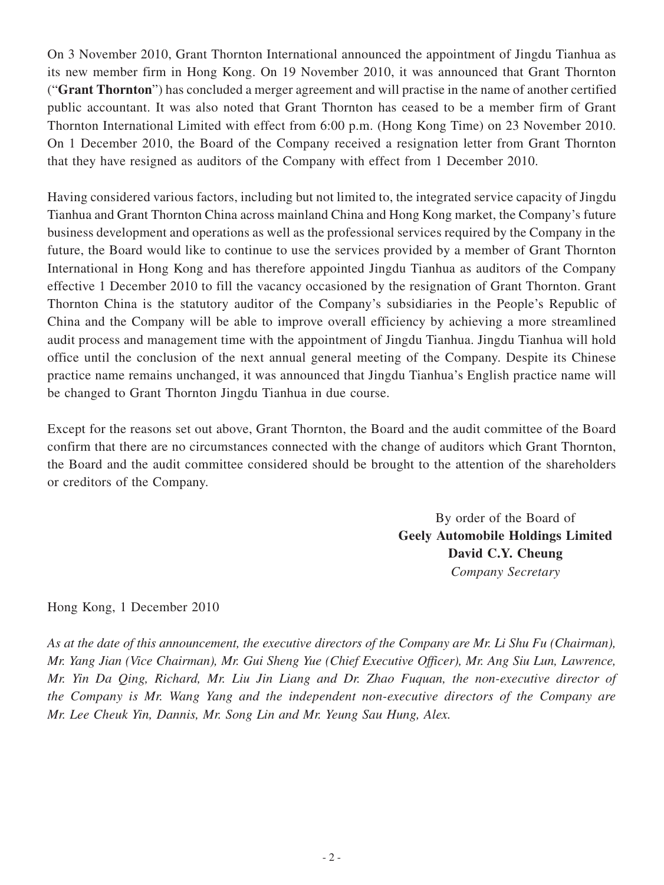On 3 November 2010, Grant Thornton International announced the appointment of Jingdu Tianhua as its new member firm in Hong Kong. On 19 November 2010, it was announced that Grant Thornton ("**Grant Thornton**") has concluded a merger agreement and will practise in the name of another certified public accountant. It was also noted that Grant Thornton has ceased to be a member firm of Grant Thornton International Limited with effect from 6:00 p.m. (Hong Kong Time) on 23 November 2010. On 1 December 2010, the Board of the Company received a resignation letter from Grant Thornton that they have resigned as auditors of the Company with effect from 1 December 2010.

Having considered various factors, including but not limited to, the integrated service capacity of Jingdu Tianhua and Grant Thornton China across mainland China and Hong Kong market, the Company's future business development and operations as well as the professional services required by the Company in the future, the Board would like to continue to use the services provided by a member of Grant Thornton International in Hong Kong and has therefore appointed Jingdu Tianhua as auditors of the Company effective 1 December 2010 to fill the vacancy occasioned by the resignation of Grant Thornton. Grant Thornton China is the statutory auditor of the Company's subsidiaries in the People's Republic of China and the Company will be able to improve overall efficiency by achieving a more streamlined audit process and management time with the appointment of Jingdu Tianhua. Jingdu Tianhua will hold office until the conclusion of the next annual general meeting of the Company. Despite its Chinese practice name remains unchanged, it was announced that Jingdu Tianhua's English practice name will be changed to Grant Thornton Jingdu Tianhua in due course.

Except for the reasons set out above, Grant Thornton, the Board and the audit committee of the Board confirm that there are no circumstances connected with the change of auditors which Grant Thornton, the Board and the audit committee considered should be brought to the attention of the shareholders or creditors of the Company.

By order of the Board of
**Geely Automobile Holdings Limited**
**David C.Y. Cheung**
*Company Secretary*

Hong Kong, 1 December 2010

*As at the date of this announcement, the executive directors of the Company are Mr. Li Shu Fu (Chairman), Mr. Yang Jian (Vice Chairman), Mr. Gui Sheng Yue (Chief Executive Officer), Mr. Ang Siu Lun, Lawrence, Mr. Yin Da Qing, Richard, Mr. Liu Jin Liang and Dr. Zhao Fuquan, the non-executive director of the Company is Mr. Wang Yang and the independent non-executive directors of the Company are Mr. Lee Cheuk Yin, Dannis, Mr. Song Lin and Mr. Yeung Sau Hung, Alex.*